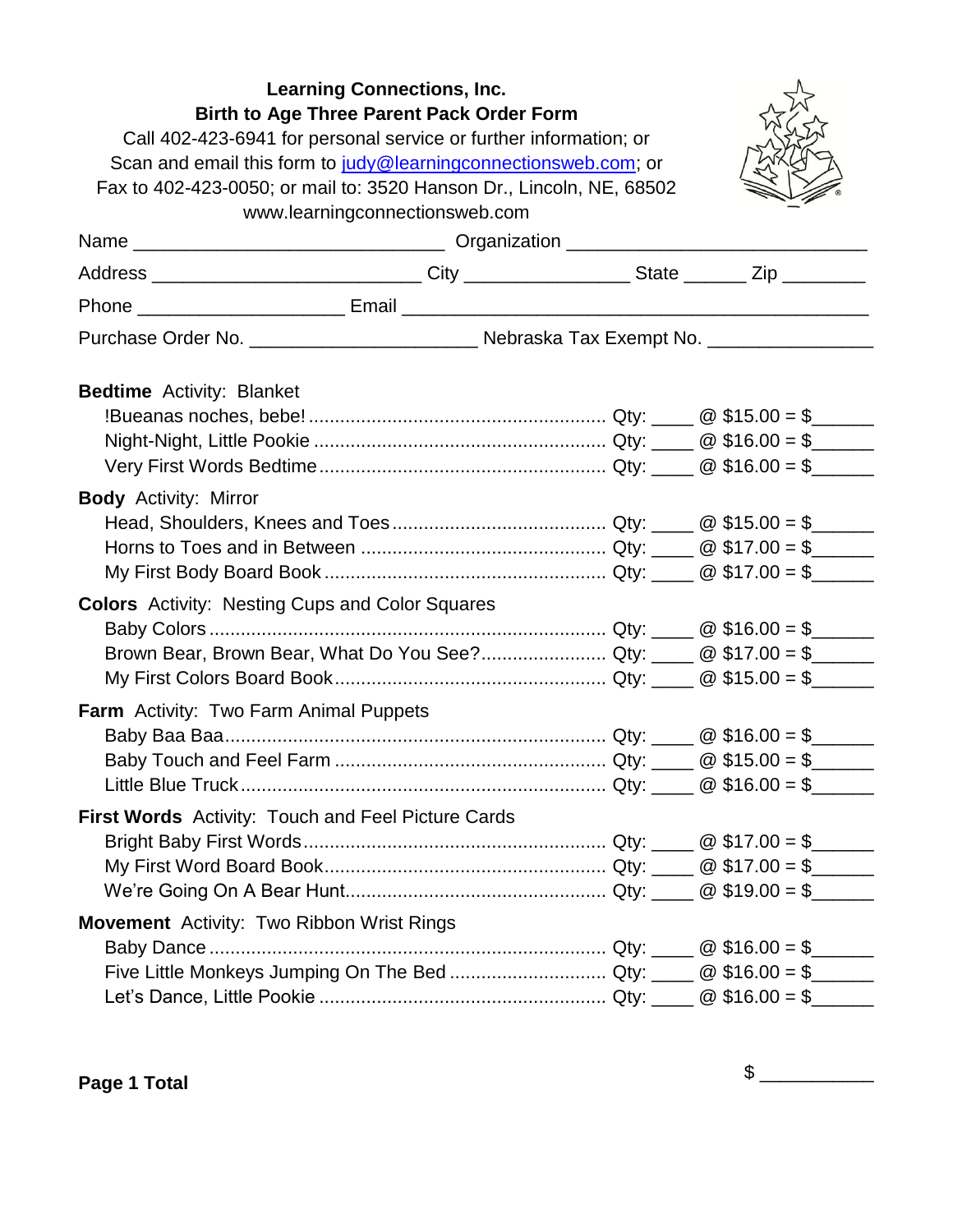**Learning Connections, Inc.**
**Birth to Age Three Parent Pack Order Form**

Call 402-423-6941 for personal service or further information; or
Scan and email this form to judy@learningconnectionsweb.com; or
Fax to 402-423-0050; or mail to: 3520 Hanson Dr., Lincoln, NE, 68502
www.learningconnectionsweb.com

Name ______________________________ Organization ____________________________

Address __________________________ City ________________ State ______ Zip ________

Phone ___________________ Email ____________________________________________

Purchase Order No. ______________________ Nebraska Tax Exempt No. ________________

**Bedtime** Activity: Blanket

- !Bueanas noches, bebe! ........ Qty: ____ @ $15.00 = $______
- Night-Night, Little Pookie ........ Qty: ____ @ $16.00 = $______
- Very First Words Bedtime ........ Qty: ____ @ $16.00 = $______

**Body** Activity: Mirror

- Head, Shoulders, Knees and Toes ........ Qty: ____ @ $15.00 = $______
- Horns to Toes and in Between ........ Qty: ____ @ $17.00 = $______
- My First Body Board Book ........ Qty: ____ @ $17.00 = $______

**Colors** Activity: Nesting Cups and Color Squares

- Baby Colors ........ Qty: ____ @ $16.00 = $______
- Brown Bear, Brown Bear, What Do You See? ........ Qty: ____ @ $17.00 = $______
- My First Colors Board Book ........ Qty: ____ @ $15.00 = $______

**Farm** Activity: Two Farm Animal Puppets

- Baby Baa Baa ........ Qty: ____ @ $16.00 = $______
- Baby Touch and Feel Farm ........ Qty: ____ @ $15.00 = $______
- Little Blue Truck ........ Qty: ____ @ $16.00 = $______

**First Words** Activity: Touch and Feel Picture Cards

- Bright Baby First Words ........ Qty: ____ @ $17.00 = $______
- My First Word Board Book ........ Qty: ____ @ $17.00 = $______
- We're Going On A Bear Hunt ........ Qty: ____ @ $19.00 = $______

**Movement** Activity: Two Ribbon Wrist Rings

- Baby Dance ........ Qty: ____ @ $16.00 = $______
- Five Little Monkeys Jumping On The Bed ........ Qty: ____ @ $16.00 = $______
- Let's Dance, Little Pookie ........ Qty: ____ @ $16.00 = $______

**Page 1 Total** $ ___________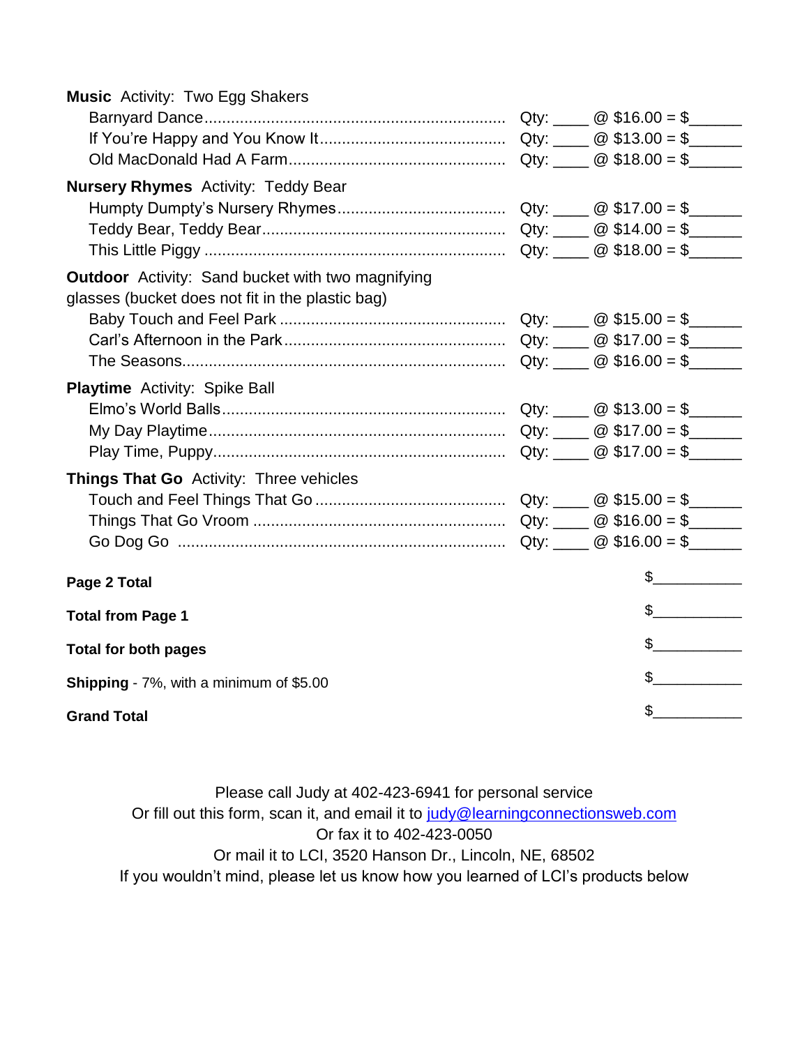**Music** Activity: Two Egg Shakers

| | | |
|---|---|---|
| Barnyard Dance | Qty: ____ | @ $16.00 = $______ |
| If You're Happy and You Know It | Qty: ____ | @ $13.00 = $______ |
| Old MacDonald Had A Farm | Qty: ____ | @ $18.00 = $______ |

**Nursery Rhymes** Activity: Teddy Bear

| | | |
|---|---|---|
| Humpty Dumpty's Nursery Rhymes | Qty: ____ | @ $17.00 = $______ |
| Teddy Bear, Teddy Bear | Qty: ____ | @ $14.00 = $______ |
| This Little Piggy | Qty: ____ | @ $18.00 = $______ |

**Outdoor** Activity: Sand bucket with two magnifying glasses (bucket does not fit in the plastic bag)

| | | |
|---|---|---|
| Baby Touch and Feel Park | Qty: ____ | @ $15.00 = $______ |
| Carl's Afternoon in the Park | Qty: ____ | @ $17.00 = $______ |
| The Seasons | Qty: ____ | @ $16.00 = $______ |

**Playtime** Activity: Spike Ball

| | | |
|---|---|---|
| Elmo's World Balls | Qty: ____ | @ $13.00 = $______ |
| My Day Playtime | Qty: ____ | @ $17.00 = $______ |
| Play Time, Puppy | Qty: ____ | @ $17.00 = $______ |

**Things That Go** Activity: Three vehicles

| | | |
|---|---|---|
| Touch and Feel Things That Go | Qty: ____ | @ $15.00 = $______ |
| Things That Go Vroom | Qty: ____ | @ $16.00 = $______ |
| Go Dog Go | Qty: ____ | @ $16.00 = $______ |

| | |
|---|---|
| **Page 2 Total** | $__________ |
| **Total from Page 1** | $__________ |
| **Total for both pages** | $__________ |
| **Shipping** - 7%, with a minimum of $5.00 | $__________ |
| **Grand Total** | $__________ |

Please call Judy at 402-423-6941 for personal service
Or fill out this form, scan it, and email it to judy@learningconnectionsweb.com
Or fax it to 402-423-0050
Or mail it to LCI, 3520 Hanson Dr., Lincoln, NE, 68502
If you wouldn't mind, please let us know how you learned of LCI's products below